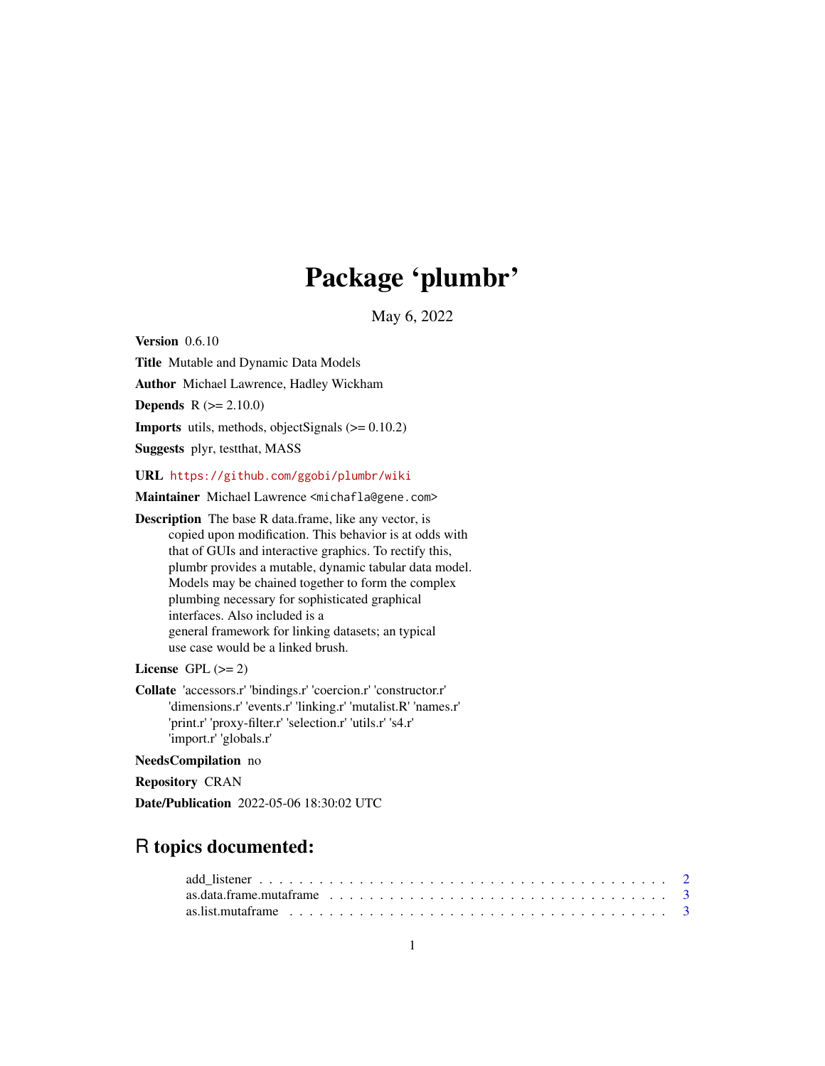# Package 'plumbr'

May 6, 2022

**Version** 0.6.10

**Title** Mutable and Dynamic Data Models

**Author** Michael Lawrence, Hadley Wickham

**Depends** R (>= 2.10.0)

**Imports** utils, methods, objectSignals (>= 0.10.2)

**Suggests** plyr, testthat, MASS

**URL** https://github.com/ggobi/plumbr/wiki

**Maintainer** Michael Lawrence <michafla@gene.com>

**Description** The base R data.frame, like any vector, is copied upon modification. This behavior is at odds with that of GUIs and interactive graphics. To rectify this, plumbr provides a mutable, dynamic tabular data model. Models may be chained together to form the complex plumbing necessary for sophisticated graphical interfaces. Also included is a general framework for linking datasets; an typical use case would be a linked brush.

**License** GPL (>= 2)

**Collate** 'accessors.r' 'bindings.r' 'coercion.r' 'constructor.r' 'dimensions.r' 'events.r' 'linking.r' 'mutalist.R' 'names.r' 'print.r' 'proxy-filter.r' 'selection.r' 'utils.r' 's4.r' 'import.r' 'globals.r'

**NeedsCompilation** no

**Repository** CRAN

**Date/Publication** 2022-05-06 18:30:02 UTC

## R topics documented:

- add_listener . . . . . . . . . . . . . . . . . . . . . . . . . . . . . . . . . . . . . . . 2
- as.data.frame.mutaframe . . . . . . . . . . . . . . . . . . . . . . . . . . . . . . . . . 3
- as.list.mutaframe . . . . . . . . . . . . . . . . . . . . . . . . . . . . . . . . . . . . . 3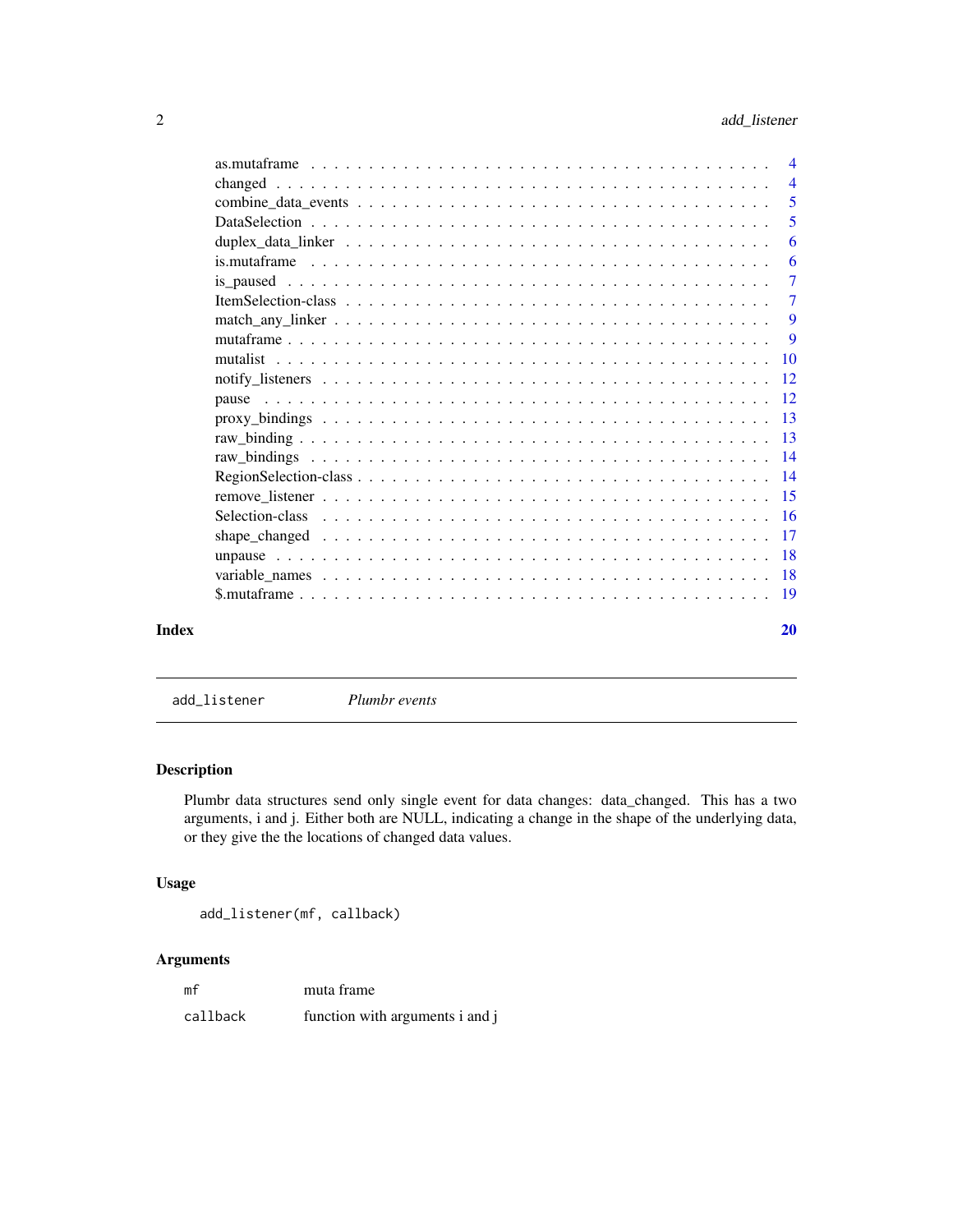| | |
|---|---|
| as.mutaframe | 4 |
| changed | 4 |
| combine_data_events | 5 |
| DataSelection | 5 |
| duplex_data_linker | 6 |
| is.mutaframe | 6 |
| is_paused | 7 |
| ItemSelection-class | 7 |
| match_any_linker | 9 |
| mutaframe | 9 |
| mutalist | 10 |
| notify_listeners | 12 |
| pause | 12 |
| proxy_bindings | 13 |
| raw_binding | 13 |
| raw_bindings | 14 |
| RegionSelection-class | 14 |
| remove_listener | 15 |
| Selection-class | 16 |
| shape_changed | 17 |
| unpause | 18 |
| variable_names | 18 |
| $.mutaframe | 19 |

**Index** **20**

---

`add_listener` *Plumbr events*

---

## Description

Plumbr data structures send only single event for data changes: data_changed. This has a two arguments, i and j. Either both are NULL, indicating a change in the shape of the underlying data, or they give the the locations of changed data values.

## Usage

```
add_listener(mf, callback)
```

## Arguments

| | |
|---|---|
| `mf` | muta frame |
| `callback` | function with arguments i and j |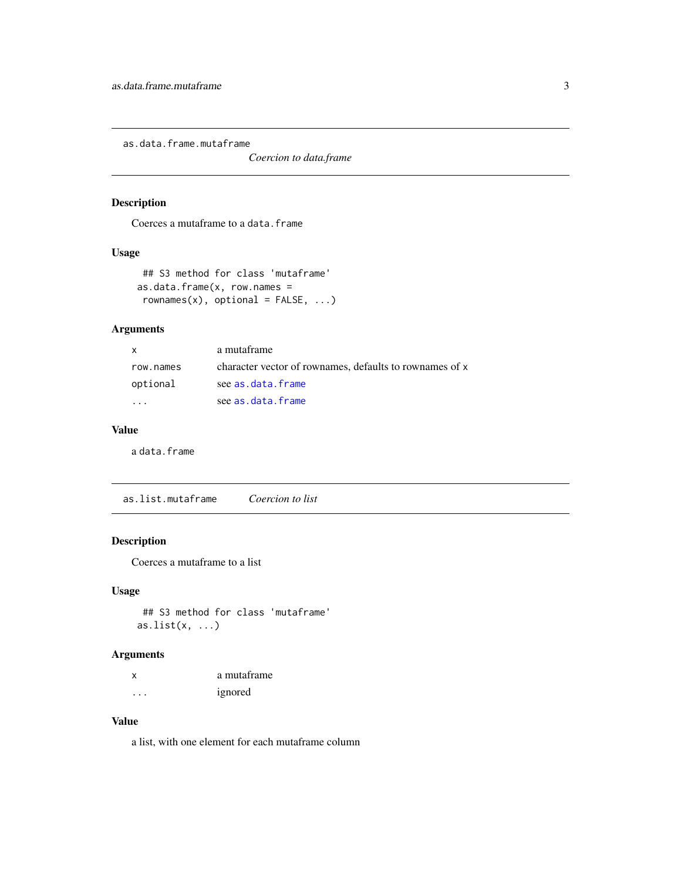## as.data.frame.mutaframe — *Coercion to data.frame*

### Description

Coerces a mutaframe to a `data.frame`

### Usage

```
## S3 method for class 'mutaframe'
as.data.frame(x, row.names =
  rownames(x), optional = FALSE, ...)
```

### Arguments

| | |
|---|---|
| `x` | a mutaframe |
| `row.names` | character vector of rownames, defaults to rownames of `x` |
| `optional` | see `as.data.frame` |
| `...` | see `as.data.frame` |

### Value

a `data.frame`

## as.list.mutaframe — *Coercion to list*

### Description

Coerces a mutaframe to a list

### Usage

```
## S3 method for class 'mutaframe'
as.list(x, ...)
```

### Arguments

| | |
|---|---|
| `x` | a mutaframe |
| `...` | ignored |

### Value

a list, with one element for each mutaframe column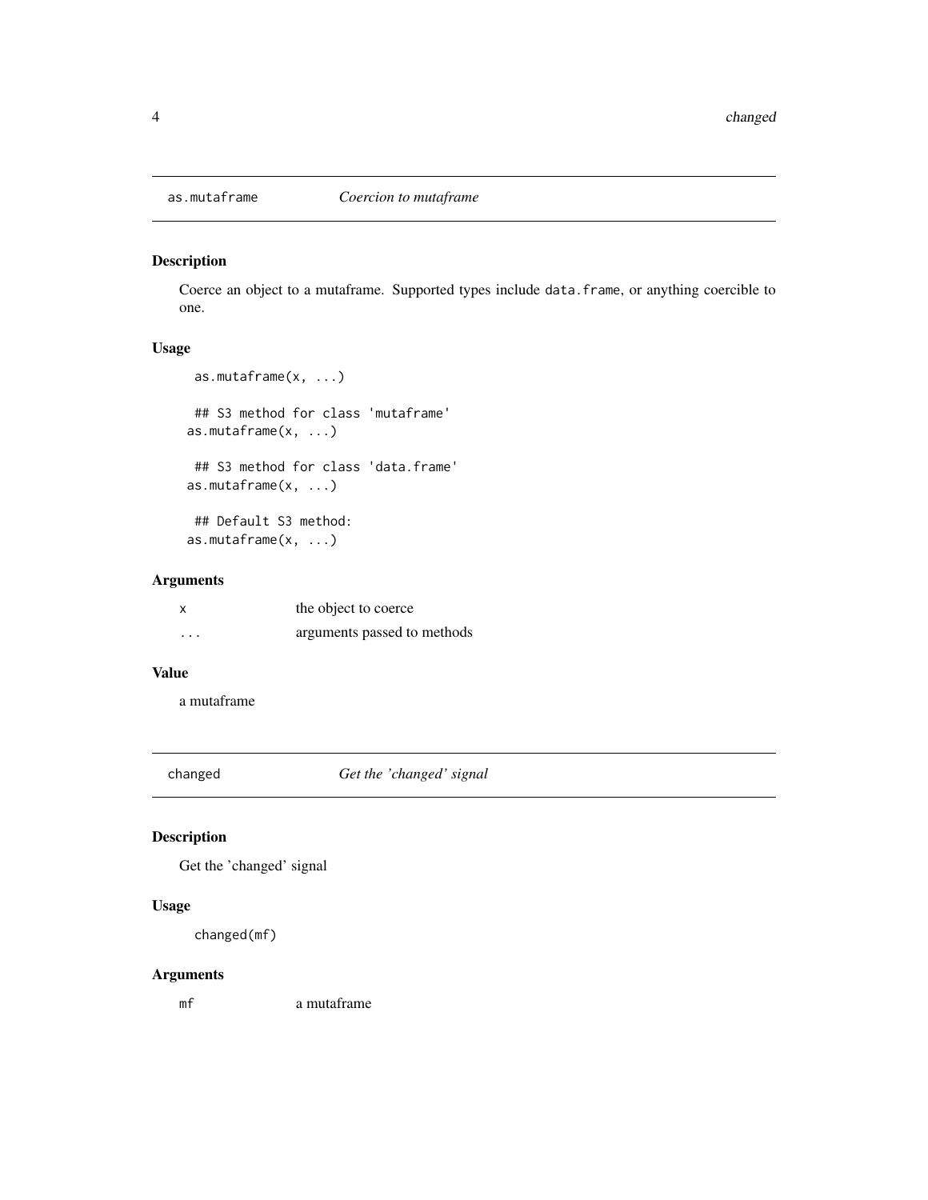## as.mutaframe — *Coercion to mutaframe*

### Description

Coerce an object to a mutaframe. Supported types include `data.frame`, or anything coercible to one.

### Usage

```
as.mutaframe(x, ...)

## S3 method for class 'mutaframe'
as.mutaframe(x, ...)

## S3 method for class 'data.frame'
as.mutaframe(x, ...)

## Default S3 method:
as.mutaframe(x, ...)
```

### Arguments

| | |
|---|---|
| `x` | the object to coerce |
| `...` | arguments passed to methods |

### Value

a mutaframe

## changed — *Get the 'changed' signal*

### Description

Get the 'changed' signal

### Usage

```
changed(mf)
```

### Arguments

| | |
|---|---|
| `mf` | a mutaframe |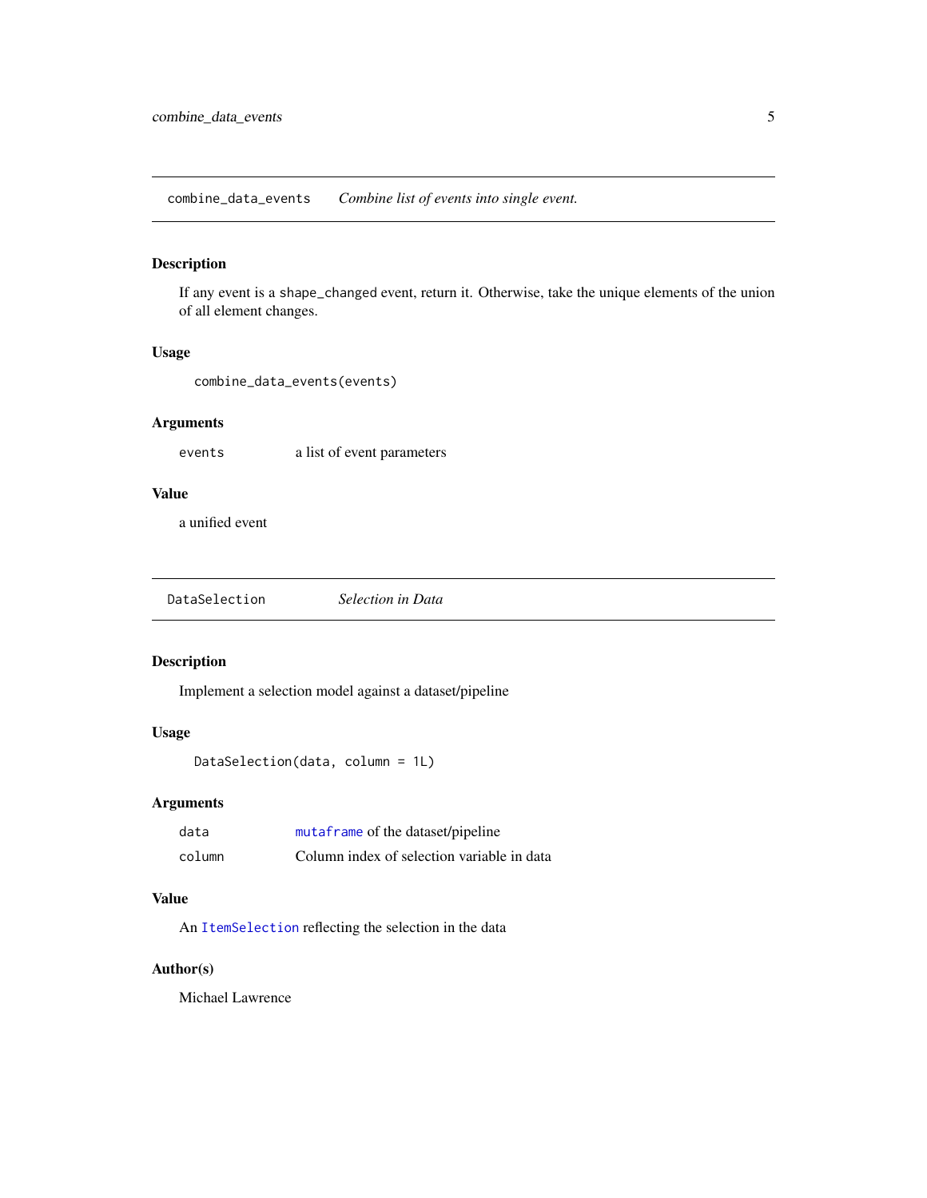## combine_data_events — *Combine list of events into single event.*

### Description

If any event is a shape_changed event, return it. Otherwise, take the unique elements of the union of all element changes.

### Usage

```
combine_data_events(events)
```

### Arguments

| | |
|---|---|
| events | a list of event parameters |

### Value

a unified event

## DataSelection — *Selection in Data*

### Description

Implement a selection model against a dataset/pipeline

### Usage

```
DataSelection(data, column = 1L)
```

### Arguments

| | |
|---|---|
| data | mutaframe of the dataset/pipeline |
| column | Column index of selection variable in data |

### Value

An ItemSelection reflecting the selection in the data

### Author(s)

Michael Lawrence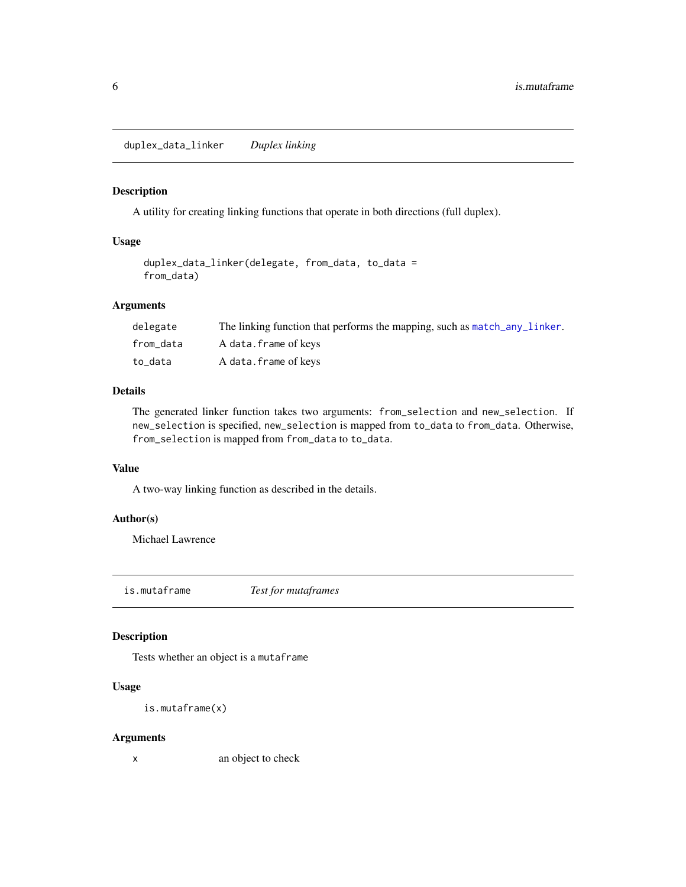## duplex_data_linker — *Duplex linking*

### Description

A utility for creating linking functions that operate in both directions (full duplex).

### Usage

```
duplex_data_linker(delegate, from_data, to_data =
from_data)
```

### Arguments

| | |
|---|---|
| delegate | The linking function that performs the mapping, such as `match_any_linker`. |
| from_data | A `data.frame` of keys |
| to_data | A `data.frame` of keys |

### Details

The generated linker function takes two arguments: `from_selection` and `new_selection`. If `new_selection` is specified, `new_selection` is mapped from `to_data` to `from_data`. Otherwise, `from_selection` is mapped from `from_data` to `to_data`.

### Value

A two-way linking function as described in the details.

### Author(s)

Michael Lawrence

## is.mutaframe — *Test for mutaframes*

### Description

Tests whether an object is a `mutaframe`

### Usage

```
is.mutaframe(x)
```

### Arguments

| | |
|---|---|
| x | an object to check |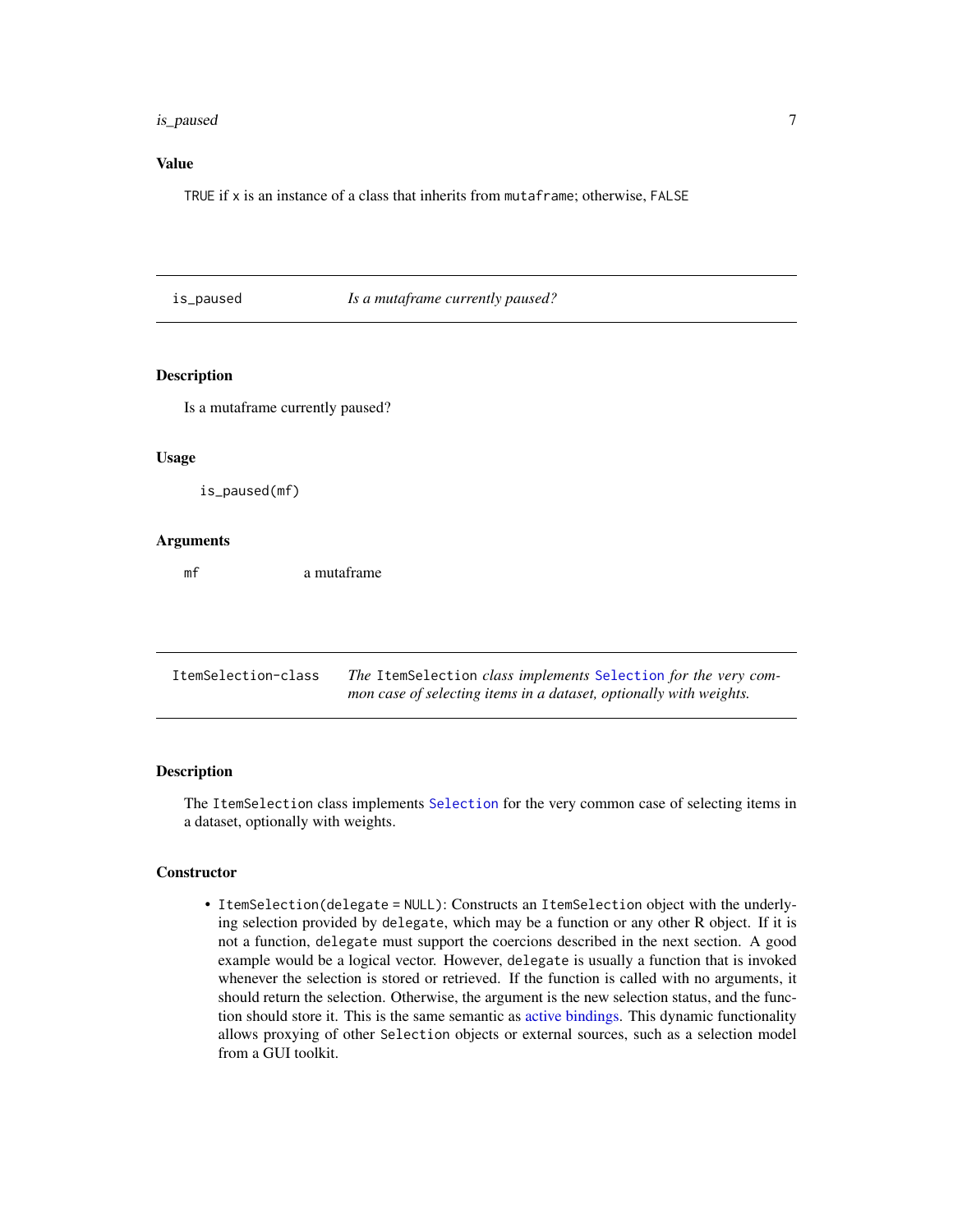## Value

`TRUE` if `x` is an instance of a class that inherits from `mutaframe`; otherwise, `FALSE`

---

`is_paused` *Is a mutaframe currently paused?*

---

## Description

Is a mutaframe currently paused?

## Usage

```
is_paused(mf)
```

## Arguments

| | |
|---|---|
| `mf` | a mutaframe |

---

`ItemSelection-class` *The `ItemSelection` class implements `Selection` for the very common case of selecting items in a dataset, optionally with weights.*

---

## Description

The `ItemSelection` class implements `Selection` for the very common case of selecting items in a dataset, optionally with weights.

## Constructor

- `ItemSelection(delegate = NULL)`: Constructs an `ItemSelection` object with the underlying selection provided by `delegate`, which may be a function or any other R object. If it is not a function, `delegate` must support the coercions described in the next section. A good example would be a logical vector. However, `delegate` is usually a function that is invoked whenever the selection is stored or retrieved. If the function is called with no arguments, it should return the selection. Otherwise, the argument is the new selection status, and the function should store it. This is the same semantic as active bindings. This dynamic functionality allows proxying of other `Selection` objects or external sources, such as a selection model from a GUI toolkit.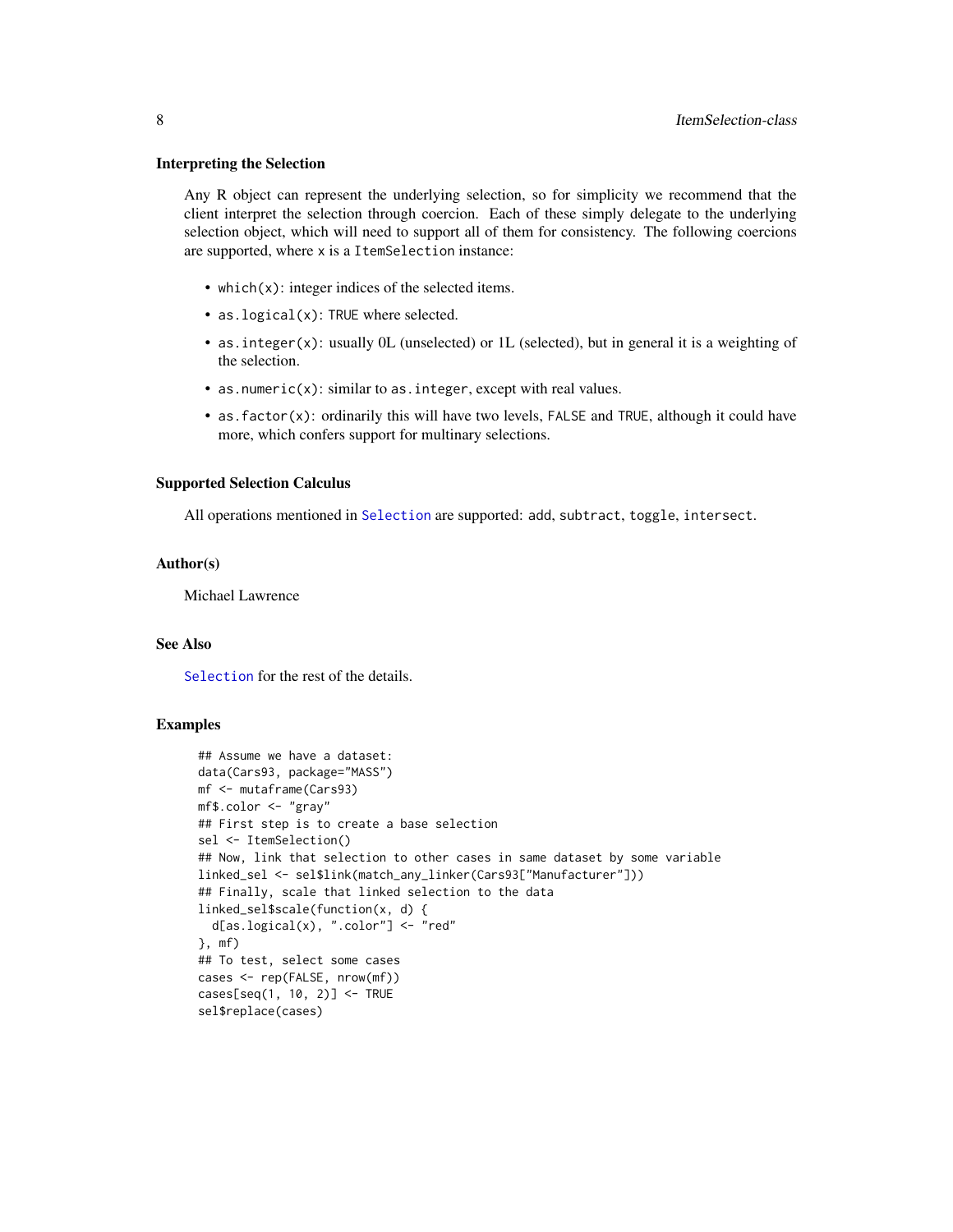### Interpreting the Selection

Any R object can represent the underlying selection, so for simplicity we recommend that the client interpret the selection through coercion. Each of these simply delegate to the underlying selection object, which will need to support all of them for consistency. The following coercions are supported, where `x` is a `ItemSelection` instance:

- `which(x)`: integer indices of the selected items.
- `as.logical(x)`: `TRUE` where selected.
- `as.integer(x)`: usually 0L (unselected) or 1L (selected), but in general it is a weighting of the selection.
- `as.numeric(x)`: similar to `as.integer`, except with real values.
- `as.factor(x)`: ordinarily this will have two levels, `FALSE` and `TRUE`, although it could have more, which confers support for multinary selections.

### Supported Selection Calculus

All operations mentioned in `Selection` are supported: `add`, `subtract`, `toggle`, `intersect`.

### Author(s)

Michael Lawrence

### See Also

`Selection` for the rest of the details.

### Examples

```
## Assume we have a dataset:
data(Cars93, package="MASS")
mf <- mutaframe(Cars93)
mf$.color <- "gray"
## First step is to create a base selection
sel <- ItemSelection()
## Now, link that selection to other cases in same dataset by some variable
linked_sel <- sel$link(match_any_linker(Cars93["Manufacturer"]))
## Finally, scale that linked selection to the data
linked_sel$scale(function(x, d) {
  d[as.logical(x), ".color"] <- "red"
}, mf)
## To test, select some cases
cases <- rep(FALSE, nrow(mf))
cases[seq(1, 10, 2)] <- TRUE
sel$replace(cases)
```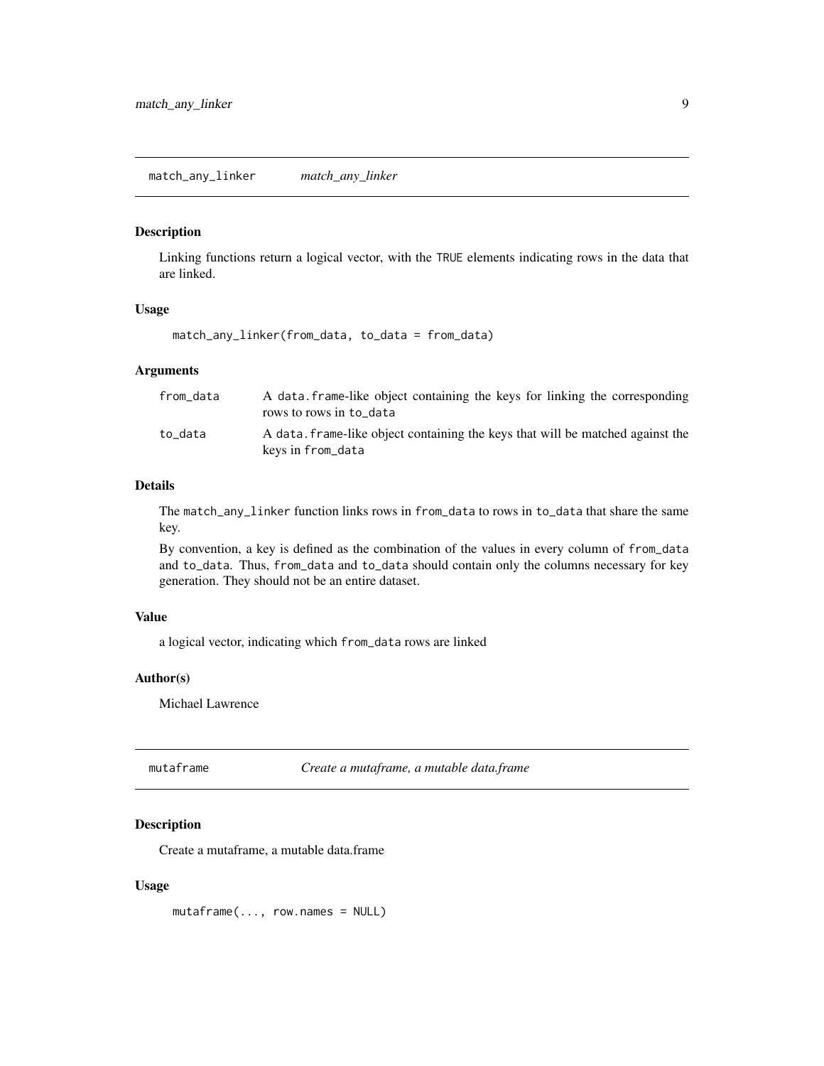## match_any_linker &nbsp;&nbsp;&nbsp; *match_any_linker*

### Description

Linking functions return a logical vector, with the TRUE elements indicating rows in the data that are linked.

### Usage

```
match_any_linker(from_data, to_data = from_data)
```

### Arguments

| | |
|---|---|
| from_data | A data.frame-like object containing the keys for linking the corresponding rows to rows in to_data |
| to_data | A data.frame-like object containing the keys that will be matched against the keys in from_data |

### Details

The match_any_linker function links rows in from_data to rows in to_data that share the same key.

By convention, a key is defined as the combination of the values in every column of from_data and to_data. Thus, from_data and to_data should contain only the columns necessary for key generation. They should not be an entire dataset.

### Value

a logical vector, indicating which from_data rows are linked

### Author(s)

Michael Lawrence

## mutaframe &nbsp;&nbsp;&nbsp; *Create a mutaframe, a mutable data.frame*

### Description

Create a mutaframe, a mutable data.frame

### Usage

```
mutaframe(..., row.names = NULL)
```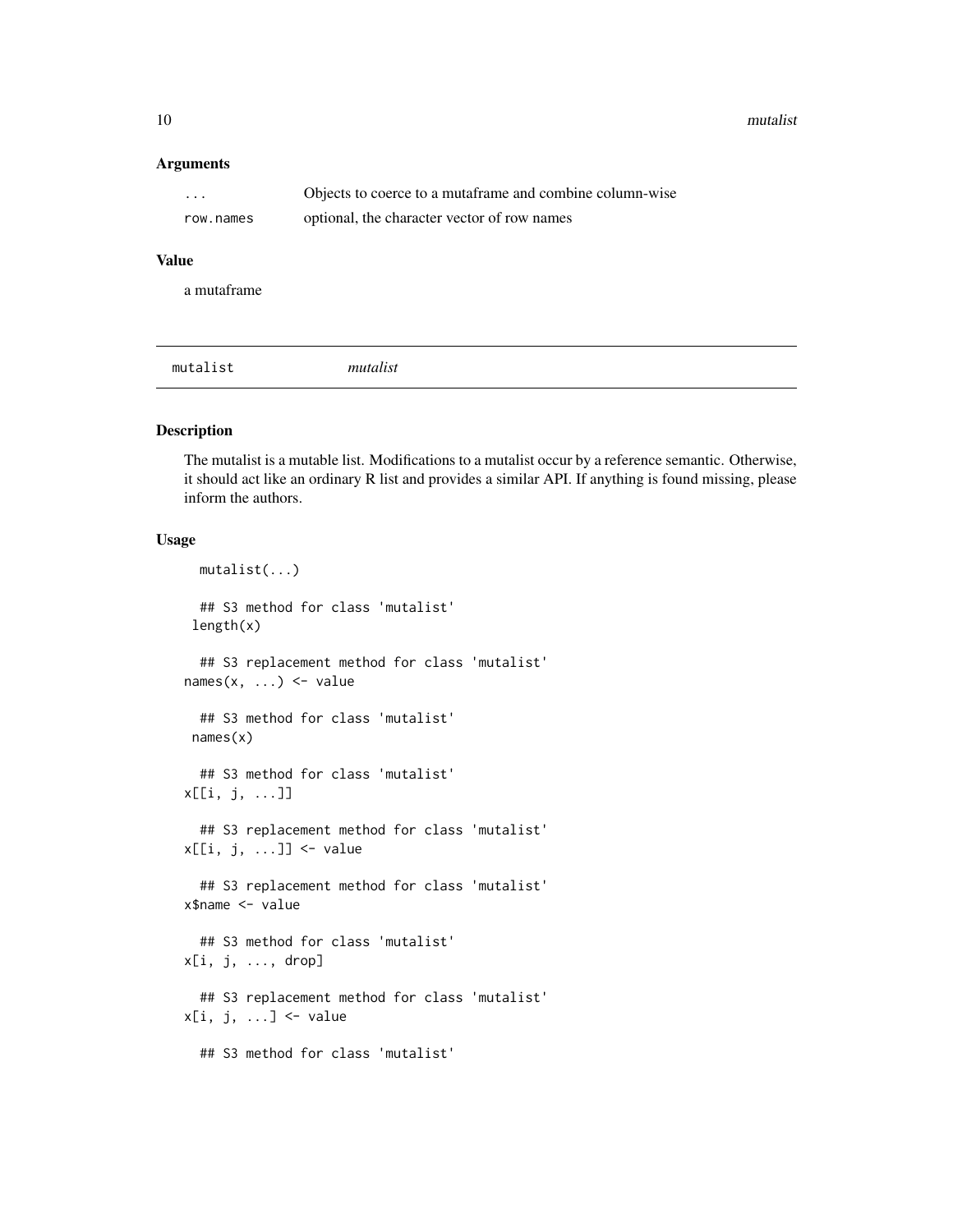### Arguments

| | |
|---|---|
| ... | Objects to coerce to a mutaframe and combine column-wise |
| row.names | optional, the character vector of row names |

### Value

a mutaframe

---

## mutalist *mutalist*

---

### Description

The mutalist is a mutable list. Modifications to a mutalist occur by a reference semantic. Otherwise, it should act like an ordinary R list and provides a similar API. If anything is found missing, please inform the authors.

### Usage

```
  mutalist(...)

  ## S3 method for class 'mutalist'
 length(x)

  ## S3 replacement method for class 'mutalist'
names(x, ...) <- value

  ## S3 method for class 'mutalist'
 names(x)

  ## S3 method for class 'mutalist'
x[[i, j, ...]]

  ## S3 replacement method for class 'mutalist'
x[[i, j, ...]] <- value

  ## S3 replacement method for class 'mutalist'
x$name <- value

  ## S3 method for class 'mutalist'
x[i, j, ..., drop]

  ## S3 replacement method for class 'mutalist'
x[i, j, ...] <- value

  ## S3 method for class 'mutalist'
```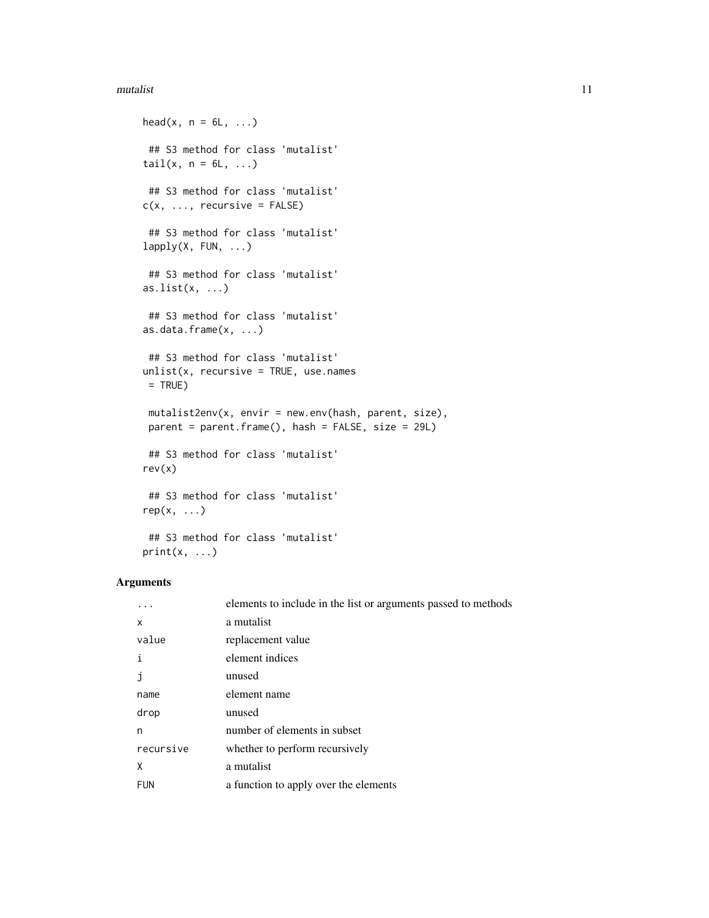```
head(x, n = 6L, ...)

 ## S3 method for class 'mutalist'
tail(x, n = 6L, ...)

 ## S3 method for class 'mutalist'
c(x, ..., recursive = FALSE)

 ## S3 method for class 'mutalist'
lapply(X, FUN, ...)

 ## S3 method for class 'mutalist'
as.list(x, ...)

 ## S3 method for class 'mutalist'
as.data.frame(x, ...)

 ## S3 method for class 'mutalist'
unlist(x, recursive = TRUE, use.names
 = TRUE)

 mutalist2env(x, envir = new.env(hash, parent, size),
 parent = parent.frame(), hash = FALSE, size = 29L)

 ## S3 method for class 'mutalist'
rev(x)

 ## S3 method for class 'mutalist'
rep(x, ...)

 ## S3 method for class 'mutalist'
print(x, ...)
```

## Arguments

| | |
|---|---|
| `...` | elements to include in the list or arguments passed to methods |
| `x` | a mutalist |
| `value` | replacement value |
| `i` | element indices |
| `j` | unused |
| `name` | element name |
| `drop` | unused |
| `n` | number of elements in subset |
| `recursive` | whether to perform recursively |
| `X` | a mutalist |
| `FUN` | a function to apply over the elements |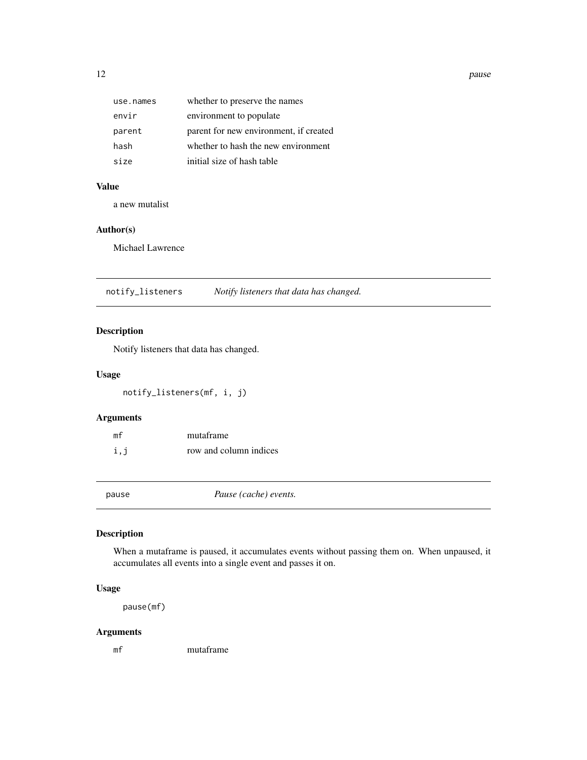| | |
|---|---|
| `use.names` | whether to preserve the names |
| `envir` | environment to populate |
| `parent` | parent for new environment, if created |
| `hash` | whether to hash the new environment |
| `size` | initial size of hash table |

### Value

a new mutalist

### Author(s)

Michael Lawrence

## `notify_listeners` *Notify listeners that data has changed.*

### Description

Notify listeners that data has changed.

### Usage

```
notify_listeners(mf, i, j)
```

### Arguments

| | |
|---|---|
| `mf` | mutaframe |
| `i,j` | row and column indices |

## `pause` *Pause (cache) events.*

### Description

When a mutaframe is paused, it accumulates events without passing them on. When unpaused, it accumulates all events into a single event and passes it on.

### Usage

```
pause(mf)
```

### Arguments

| | |
|---|---|
| `mf` | mutaframe |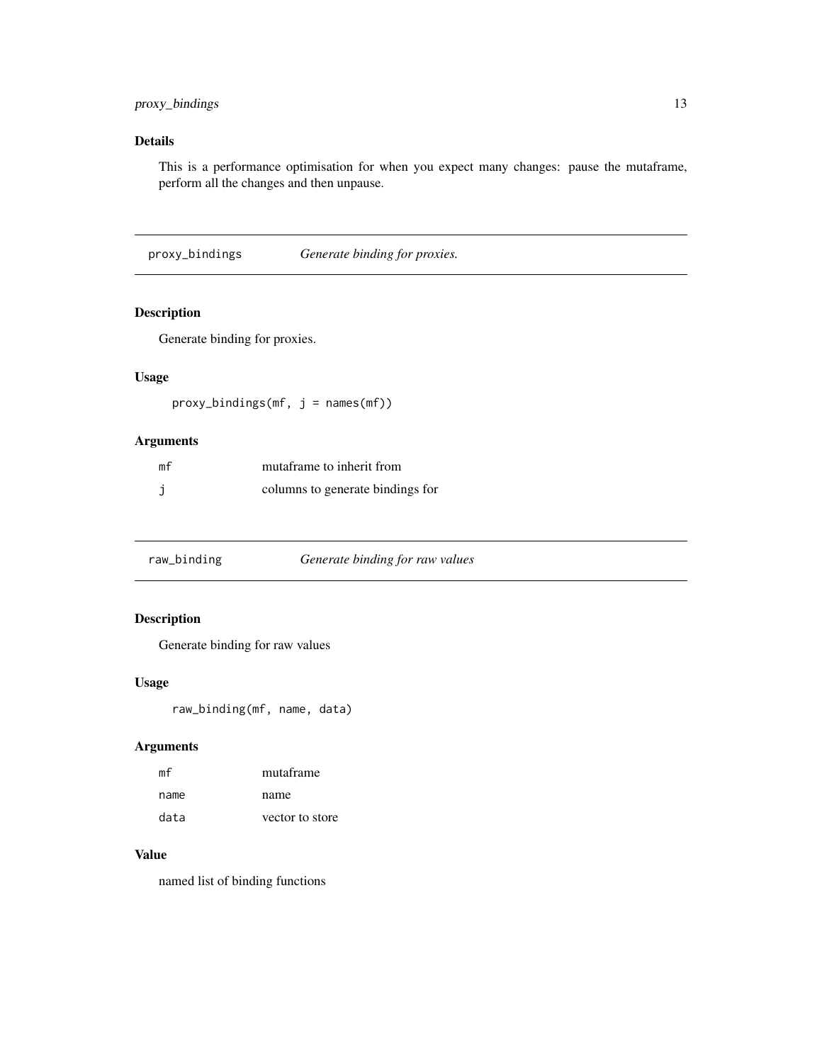## Details

This is a performance optimisation for when you expect many changes: pause the mutaframe, perform all the changes and then unpause.

---

# proxy_bindings — *Generate binding for proxies.*

## Description

Generate binding for proxies.

## Usage

```
proxy_bindings(mf, j = names(mf))
```

## Arguments

| | |
|---|---|
| mf | mutaframe to inherit from |
| j | columns to generate bindings for |

---

# raw_binding — *Generate binding for raw values*

## Description

Generate binding for raw values

## Usage

```
raw_binding(mf, name, data)
```

## Arguments

| | |
|---|---|
| mf | mutaframe |
| name | name |
| data | vector to store |

## Value

named list of binding functions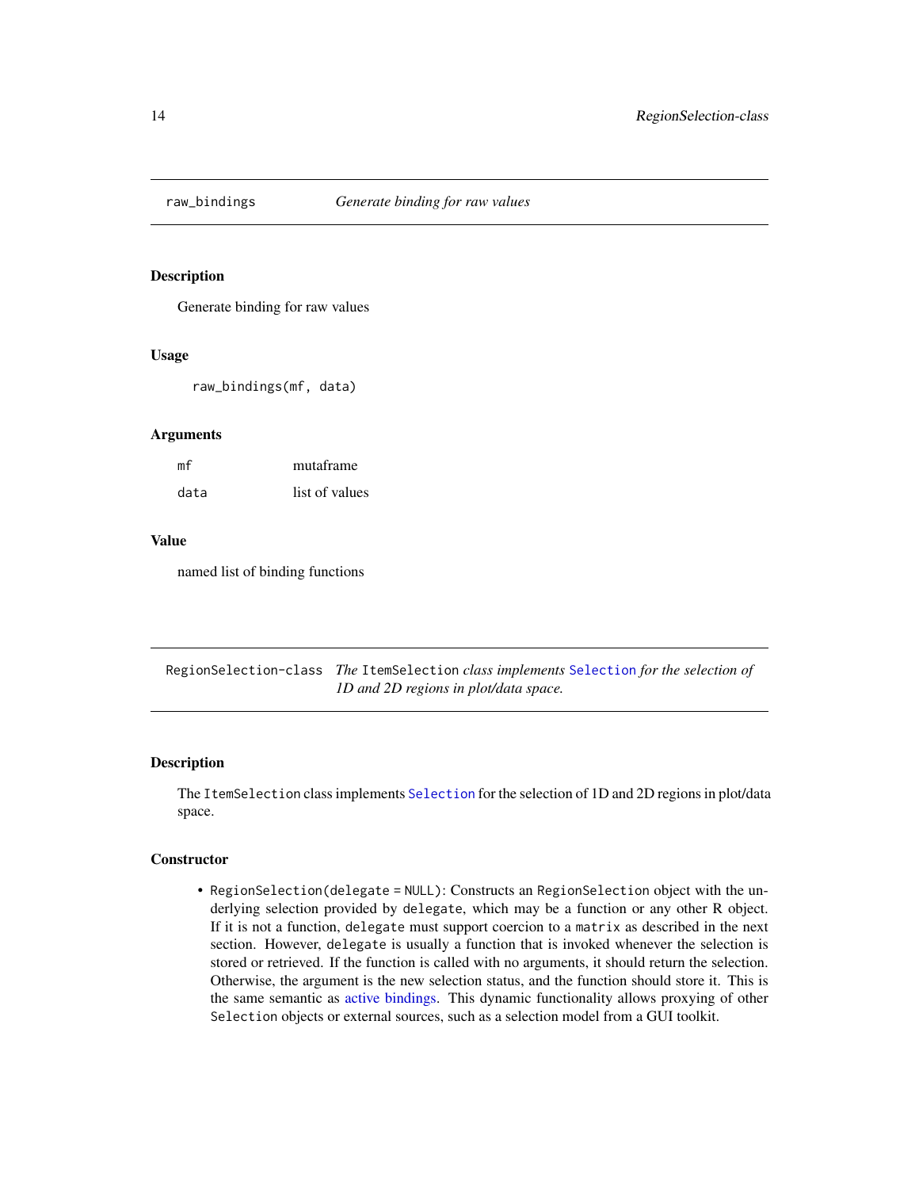## raw_bindings — *Generate binding for raw values*

### Description

Generate binding for raw values

### Usage

```
raw_bindings(mf, data)
```

### Arguments

| | |
|---|---|
| `mf` | mutaframe |
| `data` | list of values |

### Value

named list of binding functions

## RegionSelection-class — *The `ItemSelection` class implements `Selection` for the selection of 1D and 2D regions in plot/data space.*

### Description

The `ItemSelection` class implements `Selection` for the selection of 1D and 2D regions in plot/data space.

### Constructor

- `RegionSelection(delegate = NULL)`: Constructs an `RegionSelection` object with the underlying selection provided by `delegate`, which may be a function or any other R object. If it is not a function, `delegate` must support coercion to a `matrix` as described in the next section. However, `delegate` is usually a function that is invoked whenever the selection is stored or retrieved. If the function is called with no arguments, it should return the selection. Otherwise, the argument is the new selection status, and the function should store it. This is the same semantic as active bindings. This dynamic functionality allows proxying of other `Selection` objects or external sources, such as a selection model from a GUI toolkit.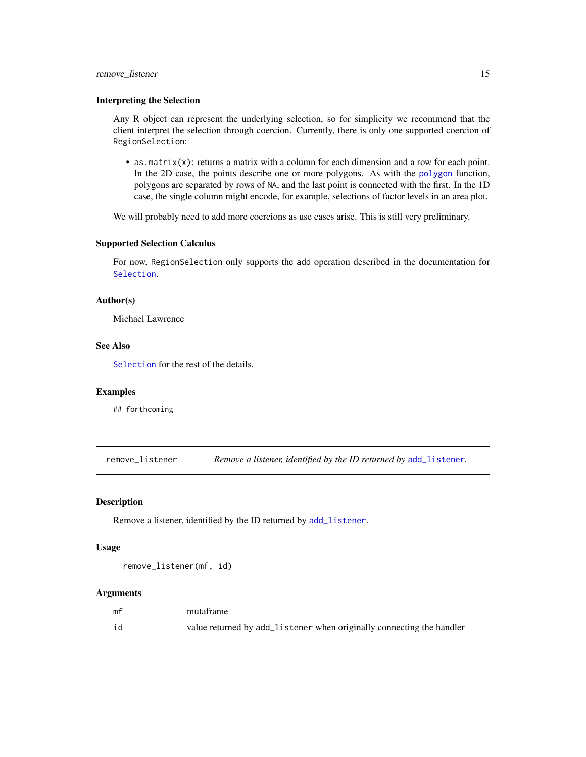### Interpreting the Selection

Any R object can represent the underlying selection, so for simplicity we recommend that the client interpret the selection through coercion. Currently, there is only one supported coercion of `RegionSelection`:

- `as.matrix(x)`: returns a matrix with a column for each dimension and a row for each point. In the 2D case, the points describe one or more polygons. As with the `polygon` function, polygons are separated by rows of `NA`, and the last point is connected with the first. In the 1D case, the single column might encode, for example, selections of factor levels in an area plot.

We will probably need to add more coercions as use cases arise. This is still very preliminary.

### Supported Selection Calculus

For now, `RegionSelection` only supports the `add` operation described in the documentation for `Selection`.

### Author(s)

Michael Lawrence

### See Also

`Selection` for the rest of the details.

### Examples

```
## forthcoming
```

---

## remove_listener — *Remove a listener, identified by the ID returned by `add_listener`.*

---

### Description

Remove a listener, identified by the ID returned by `add_listener`.

### Usage

```
remove_listener(mf, id)
```

### Arguments

| | |
|---|---|
| `mf` | mutaframe |
| `id` | value returned by `add_listener` when originally connecting the handler |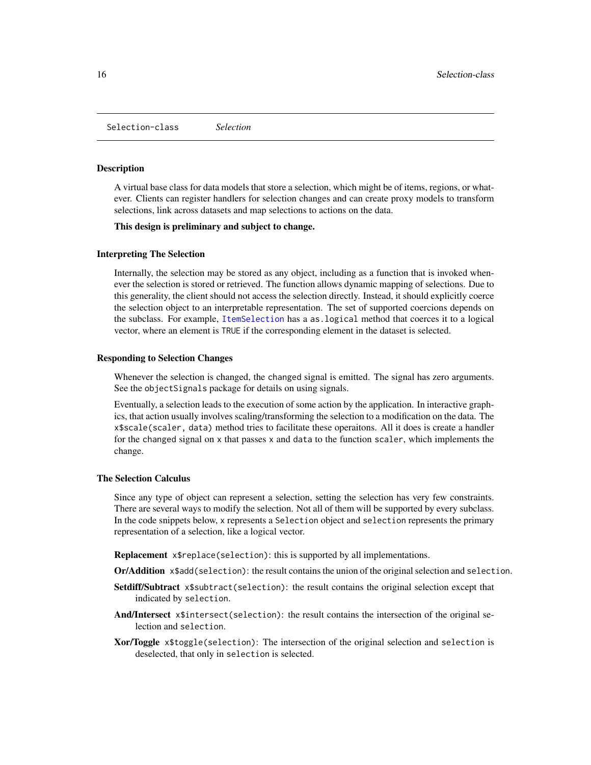Selection-class *Selection*

## Description

A virtual base class for data models that store a selection, which might be of items, regions, or whatever. Clients can register handlers for selection changes and can create proxy models to transform selections, link across datasets and map selections to actions on the data.

**This design is preliminary and subject to change.**

## Interpreting The Selection

Internally, the selection may be stored as any object, including as a function that is invoked whenever the selection is stored or retrieved. The function allows dynamic mapping of selections. Due to this generality, the client should not access the selection directly. Instead, it should explicitly coerce the selection object to an interpretable representation. The set of supported coercions depends on the subclass. For example, `ItemSelection` has a `as.logical` method that coerces it to a logical vector, where an element is `TRUE` if the corresponding element in the dataset is selected.

## Responding to Selection Changes

Whenever the selection is changed, the `changed` signal is emitted. The signal has zero arguments. See the `objectSignals` package for details on using signals.

Eventually, a selection leads to the execution of some action by the application. In interactive graphics, that action usually involves scaling/transforming the selection to a modification on the data. The `x$scale(scaler, data)` method tries to facilitate these operaitons. All it does is create a handler for the `changed` signal on `x` that passes `x` and `data` to the function `scaler`, which implements the change.

## The Selection Calculus

Since any type of object can represent a selection, setting the selection has very few constraints. There are several ways to modify the selection. Not all of them will be supported by every subclass. In the code snippets below, `x` represents a `Selection` object and `selection` represents the primary representation of a selection, like a logical vector.

**Replacement** `x$replace(selection)`: this is supported by all implementations.

**Or/Addition** `x$add(selection)`: the result contains the union of the original selection and `selection`.

**Setdiff/Subtract** `x$subtract(selection)`: the result contains the original selection except that indicated by `selection`.

**And/Intersect** `x$intersect(selection)`: the result contains the intersection of the original selection and `selection`.

**Xor/Toggle** `x$toggle(selection)`: The intersection of the original selection and `selection` is deselected, that only in `selection` is selected.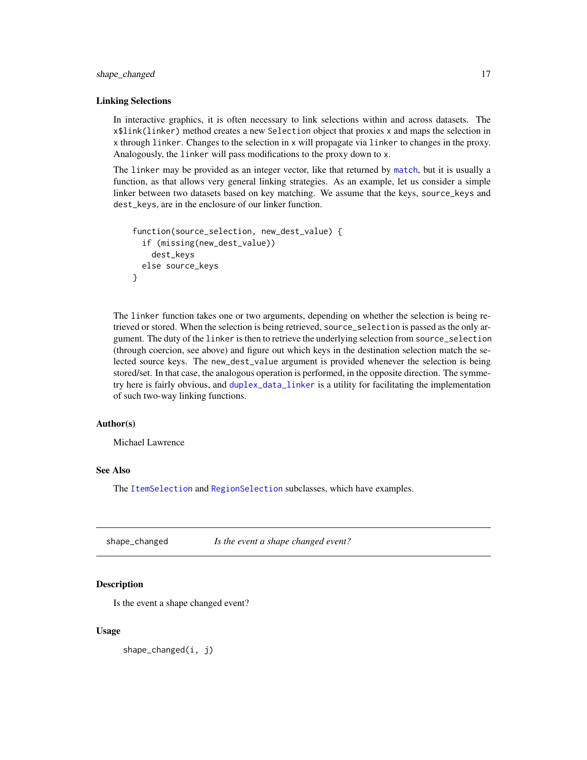### Linking Selections

In interactive graphics, it is often necessary to link selections within and across datasets. The `x$link(linker)` method creates a new `Selection` object that proxies `x` and maps the selection in `x` through `linker`. Changes to the selection in `x` will propagate via `linker` to changes in the proxy. Analogously, the `linker` will pass modifications to the proxy down to `x`.

The `linker` may be provided as an integer vector, like that returned by `match`, but it is usually a function, as that allows very general linking strategies. As an example, let us consider a simple linker between two datasets based on key matching. We assume that the keys, `source_keys` and `dest_keys`, are in the enclosure of our linker function.

```
function(source_selection, new_dest_value) {
  if (missing(new_dest_value))
    dest_keys
  else source_keys
}
```

The `linker` function takes one or two arguments, depending on whether the selection is being retrieved or stored. When the selection is being retrieved, `source_selection` is passed as the only argument. The duty of the `linker` is then to retrieve the underlying selection from `source_selection` (through coercion, see above) and figure out which keys in the destination selection match the selected source keys. The `new_dest_value` argument is provided whenever the selection is being stored/set. In that case, the analogous operation is performed, in the opposite direction. The symmetry here is fairly obvious, and `duplex_data_linker` is a utility for facilitating the implementation of such two-way linking functions.

### Author(s)

Michael Lawrence

### See Also

The `ItemSelection` and `RegionSelection` subclasses, which have examples.

---

## shape_changed — *Is the event a shape changed event?*

### Description

Is the event a shape changed event?

### Usage

```
shape_changed(i, j)
```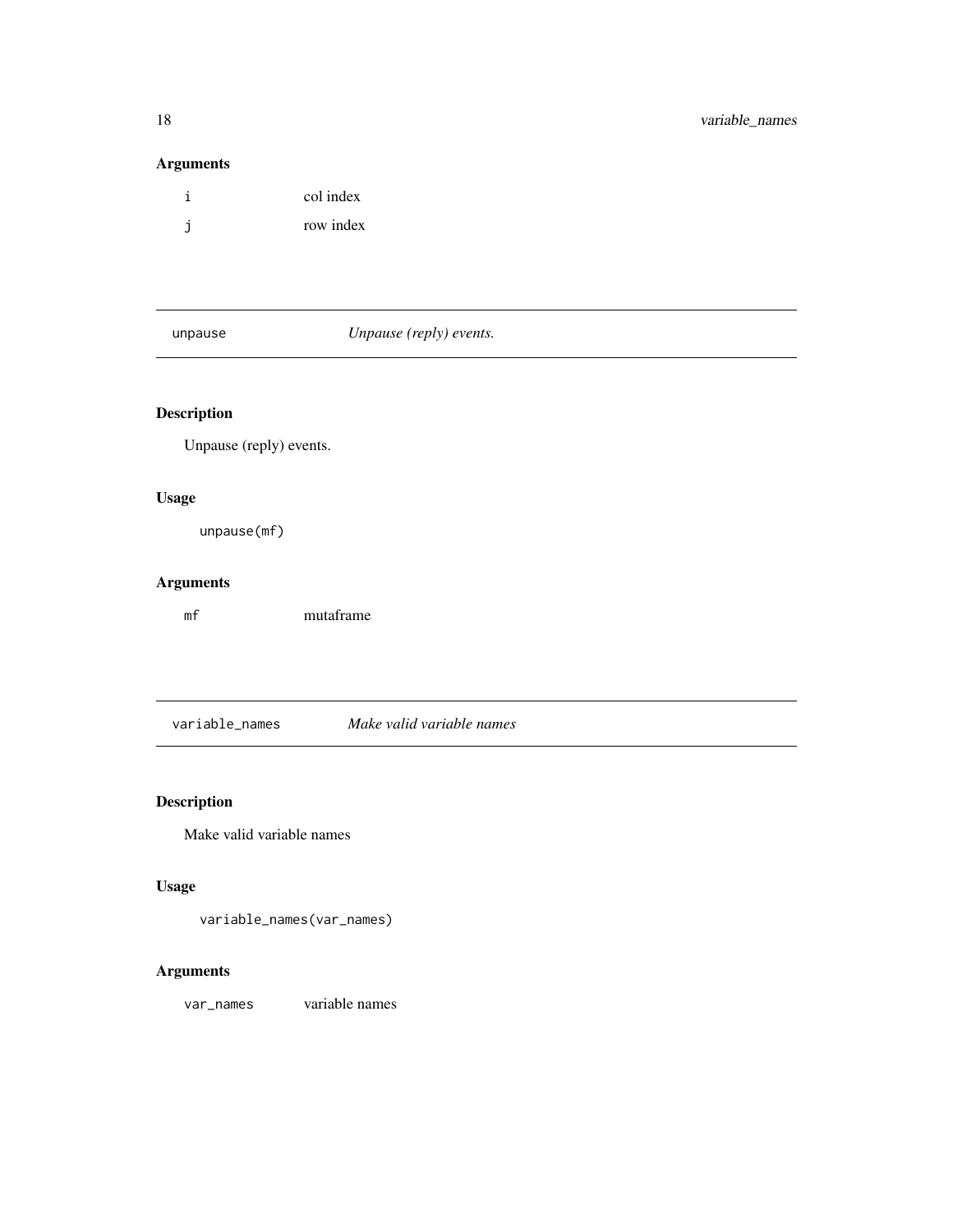### Arguments

| | |
|---|---|
| `i` | col index |
| `j` | row index |

---

## `unpause` *Unpause (reply) events.*

### Description

Unpause (reply) events.

### Usage

```
unpause(mf)
```

### Arguments

| | |
|---|---|
| `mf` | mutaframe |

---

## `variable_names` *Make valid variable names*

### Description

Make valid variable names

### Usage

```
variable_names(var_names)
```

### Arguments

| | |
|---|---|
| `var_names` | variable names |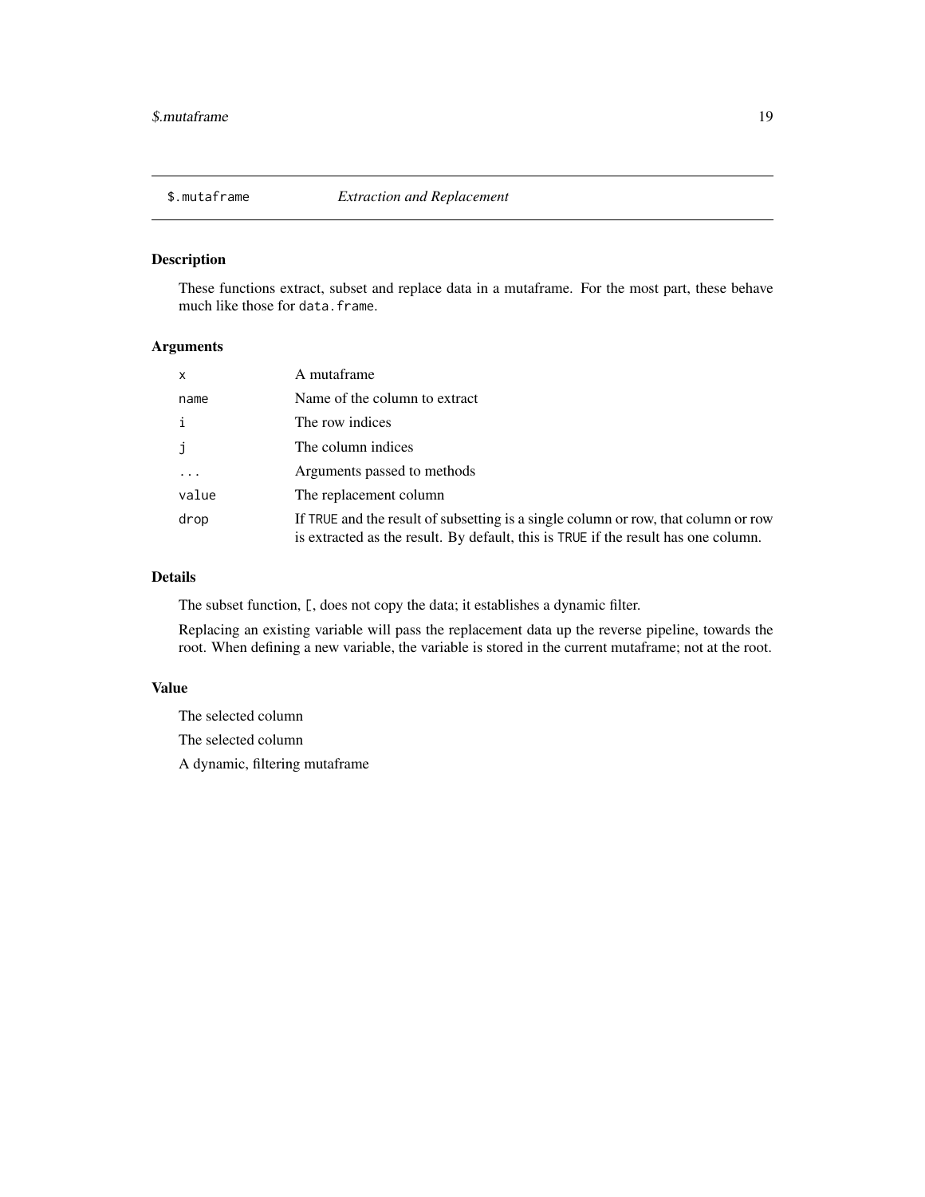## $.mutaframe — *Extraction and Replacement*

### Description

These functions extract, subset and replace data in a mutaframe. For the most part, these behave much like those for `data.frame`.

### Arguments

| | |
|---|---|
| `x` | A mutaframe |
| `name` | Name of the column to extract |
| `i` | The row indices |
| `j` | The column indices |
| `...` | Arguments passed to methods |
| `value` | The replacement column |
| `drop` | If `TRUE` and the result of subsetting is a single column or row, that column or row is extracted as the result. By default, this is `TRUE` if the result has one column. |

### Details

The subset function, `[`, does not copy the data; it establishes a dynamic filter.

Replacing an existing variable will pass the replacement data up the reverse pipeline, towards the root. When defining a new variable, the variable is stored in the current mutaframe; not at the root.

### Value

The selected column

The selected column

A dynamic, filtering mutaframe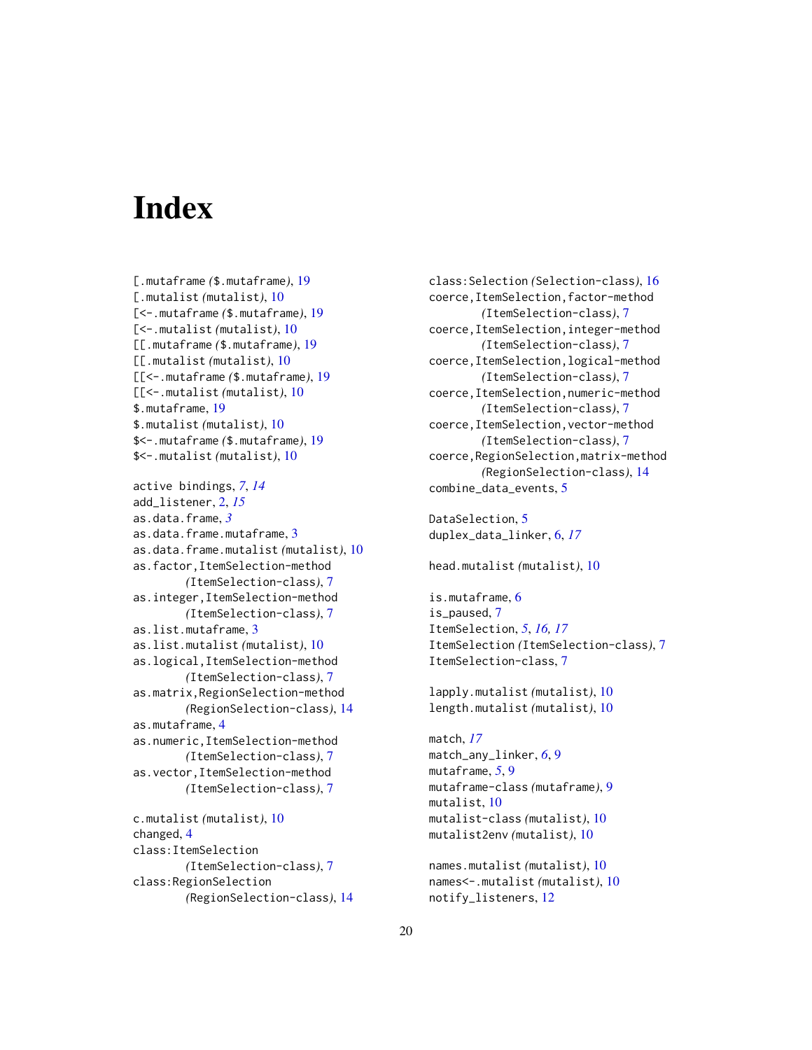# Index

[.mutaframe *(*$.mutaframe*)*, 19
[.mutalist *(*mutalist*)*, 10
[<-.mutaframe *(*$.mutaframe*)*, 19
[<-.mutalist *(*mutalist*)*, 10
[[.mutaframe *(*$.mutaframe*)*, 19
[[.mutalist *(*mutalist*)*, 10
[[<-.mutaframe *(*$.mutaframe*)*, 19
[[<-.mutalist *(*mutalist*)*, 10
$.mutaframe, 19
$.mutalist *(*mutalist*)*, 10
$<-.mutaframe *(*$.mutaframe*)*, 19
$<-.mutalist *(*mutalist*)*, 10

active bindings, *7*, *14*
add_listener, 2, *15*
as.data.frame, *3*
as.data.frame.mutaframe, 3
as.data.frame.mutalist *(*mutalist*)*, 10
as.factor,ItemSelection-method *(*ItemSelection-class*)*, 7
as.integer,ItemSelection-method *(*ItemSelection-class*)*, 7
as.list.mutaframe, 3
as.list.mutalist *(*mutalist*)*, 10
as.logical,ItemSelection-method *(*ItemSelection-class*)*, 7
as.matrix,RegionSelection-method *(*RegionSelection-class*)*, 14
as.mutaframe, 4
as.numeric,ItemSelection-method *(*ItemSelection-class*)*, 7
as.vector,ItemSelection-method *(*ItemSelection-class*)*, 7

c.mutalist *(*mutalist*)*, 10
changed, 4
class:ItemSelection *(*ItemSelection-class*)*, 7
class:RegionSelection *(*RegionSelection-class*)*, 14
class:Selection *(*Selection-class*)*, 16
coerce,ItemSelection,factor-method *(*ItemSelection-class*)*, 7
coerce,ItemSelection,integer-method *(*ItemSelection-class*)*, 7
coerce,ItemSelection,logical-method *(*ItemSelection-class*)*, 7
coerce,ItemSelection,numeric-method *(*ItemSelection-class*)*, 7
coerce,ItemSelection,vector-method *(*ItemSelection-class*)*, 7
coerce,RegionSelection,matrix-method *(*RegionSelection-class*)*, 14
combine_data_events, 5

DataSelection, 5
duplex_data_linker, 6, *17*

head.mutalist *(*mutalist*)*, 10

is.mutaframe, 6
is_paused, 7
ItemSelection, *5*, *16*, *17*
ItemSelection *(*ItemSelection-class*)*, 7
ItemSelection-class, 7

lapply.mutalist *(*mutalist*)*, 10
length.mutalist *(*mutalist*)*, 10

match, *17*
match_any_linker, *6*, 9
mutaframe, *5*, 9
mutaframe-class *(*mutaframe*)*, 9
mutalist, 10
mutalist-class *(*mutalist*)*, 10
mutalist2env *(*mutalist*)*, 10

names.mutalist *(*mutalist*)*, 10
names<-.mutalist *(*mutalist*)*, 10
notify_listeners, 12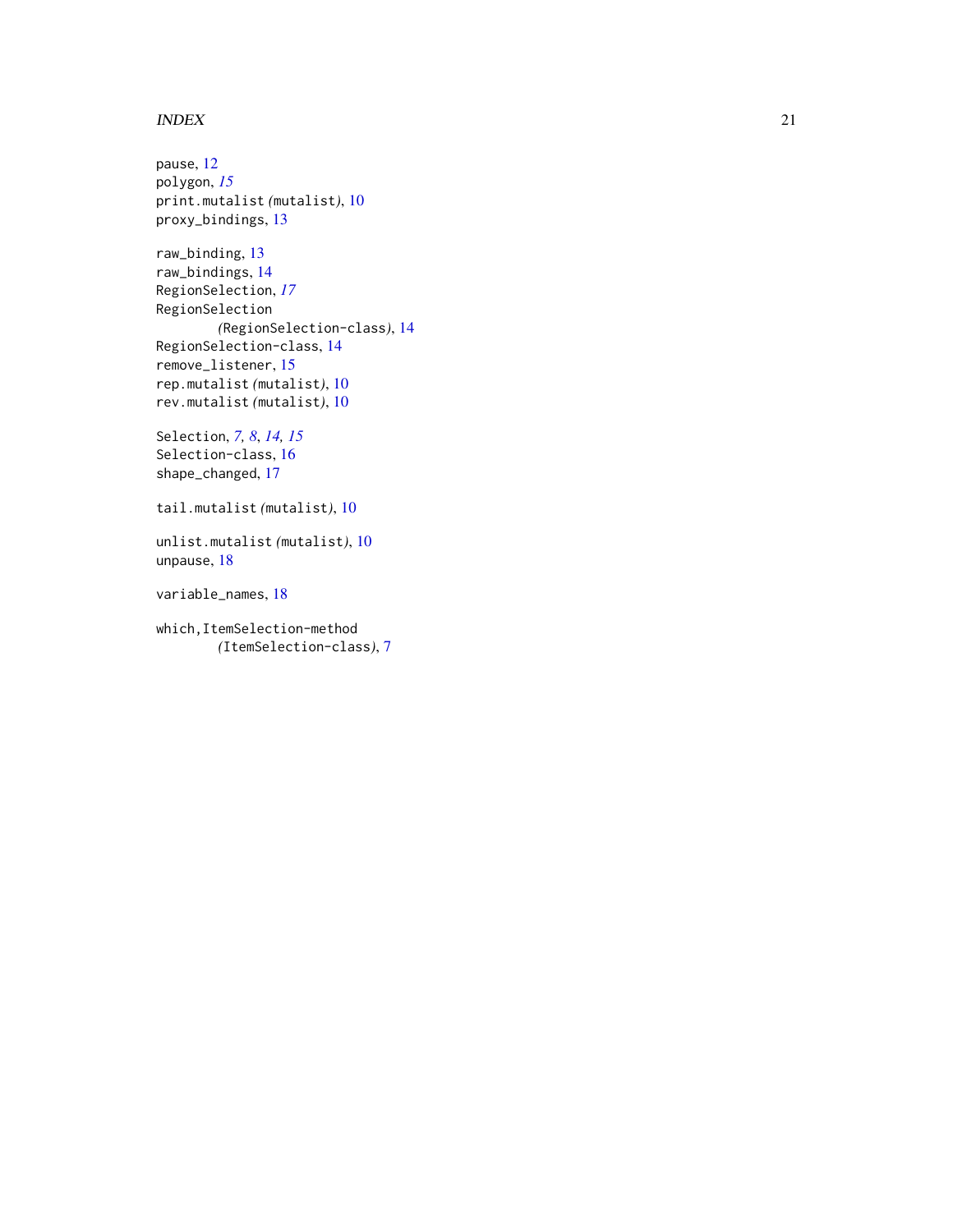pause, 12
polygon, *15*
print.mutalist *(*mutalist*)*, 10
proxy_bindings, 13

raw_binding, 13
raw_bindings, 14
RegionSelection, *17*
RegionSelection
    *(*RegionSelection-class*)*, 14
RegionSelection-class, 14
remove_listener, 15
rep.mutalist *(*mutalist*)*, 10
rev.mutalist *(*mutalist*)*, 10

Selection, *7, 8*, *14, 15*
Selection-class, 16
shape_changed, 17

tail.mutalist *(*mutalist*)*, 10

unlist.mutalist *(*mutalist*)*, 10
unpause, 18

variable_names, 18

which,ItemSelection-method
    *(*ItemSelection-class*)*, 7